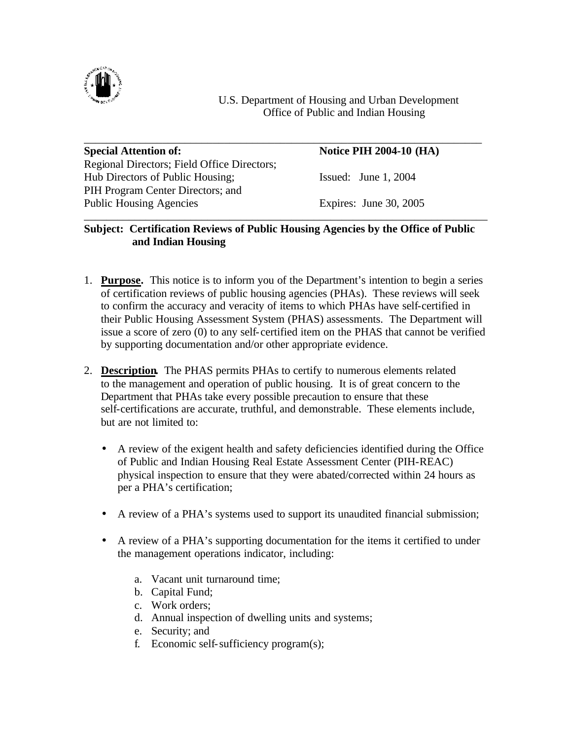U.S. Department of Housing and Urban Development
Office of Public and Indian Housing

---

| **Special Attention of:** | **Notice PIH 2004-10 (HA)** |
|---|---|
| Regional Directors; Field Office Directors; | |
| Hub Directors of Public Housing; | Issued: June 1, 2004 |
| PIH Program Center Directors; and | |
| Public Housing Agencies | Expires: June 30, 2005 |

---

**Subject: Certification Reviews of Public Housing Agencies by the Office of Public and Indian Housing**

1. **Purpose.** This notice is to inform you of the Department's intention to begin a series of certification reviews of public housing agencies (PHAs). These reviews will seek to confirm the accuracy and veracity of items to which PHAs have self-certified in their Public Housing Assessment System (PHAS) assessments. The Department will issue a score of zero (0) to any self-certified item on the PHAS that cannot be verified by supporting documentation and/or other appropriate evidence.

2. **Description.** The PHAS permits PHAs to certify to numerous elements related to the management and operation of public housing. It is of great concern to the Department that PHAs take every possible precaution to ensure that these self-certifications are accurate, truthful, and demonstrable. These elements include, but are not limited to:

   - A review of the exigent health and safety deficiencies identified during the Office of Public and Indian Housing Real Estate Assessment Center (PIH-REAC) physical inspection to ensure that they were abated/corrected within 24 hours as per a PHA's certification;

   - A review of a PHA's systems used to support its unaudited financial submission;

   - A review of a PHA's supporting documentation for the items it certified to under the management operations indicator, including:

     a. Vacant unit turnaround time;
     b. Capital Fund;
     c. Work orders;
     d. Annual inspection of dwelling units and systems;
     e. Security; and
     f. Economic self-sufficiency program(s);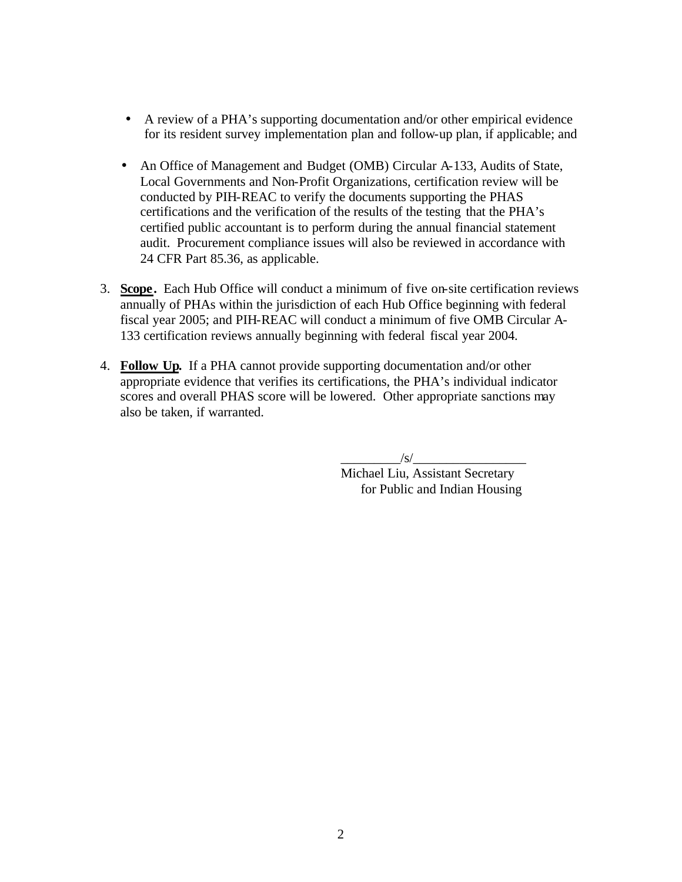- A review of a PHA's supporting documentation and/or other empirical evidence for its resident survey implementation plan and follow-up plan, if applicable; and

- An Office of Management and Budget (OMB) Circular A-133, Audits of State, Local Governments and Non-Profit Organizations, certification review will be conducted by PIH-REAC to verify the documents supporting the PHAS certifications and the verification of the results of the testing that the PHA's certified public accountant is to perform during the annual financial statement audit. Procurement compliance issues will also be reviewed in accordance with 24 CFR Part 85.36, as applicable.

3. **Scope.** Each Hub Office will conduct a minimum of five on-site certification reviews annually of PHAs within the jurisdiction of each Hub Office beginning with federal fiscal year 2005; and PIH-REAC will conduct a minimum of five OMB Circular A-133 certification reviews annually beginning with federal fiscal year 2004.

4. **Follow Up.** If a PHA cannot provide supporting documentation and/or other appropriate evidence that verifies its certifications, the PHA's individual indicator scores and overall PHAS score will be lowered. Other appropriate sanctions may also be taken, if warranted.

_________/s/_________________
Michael Liu, Assistant Secretary
for Public and Indian Housing